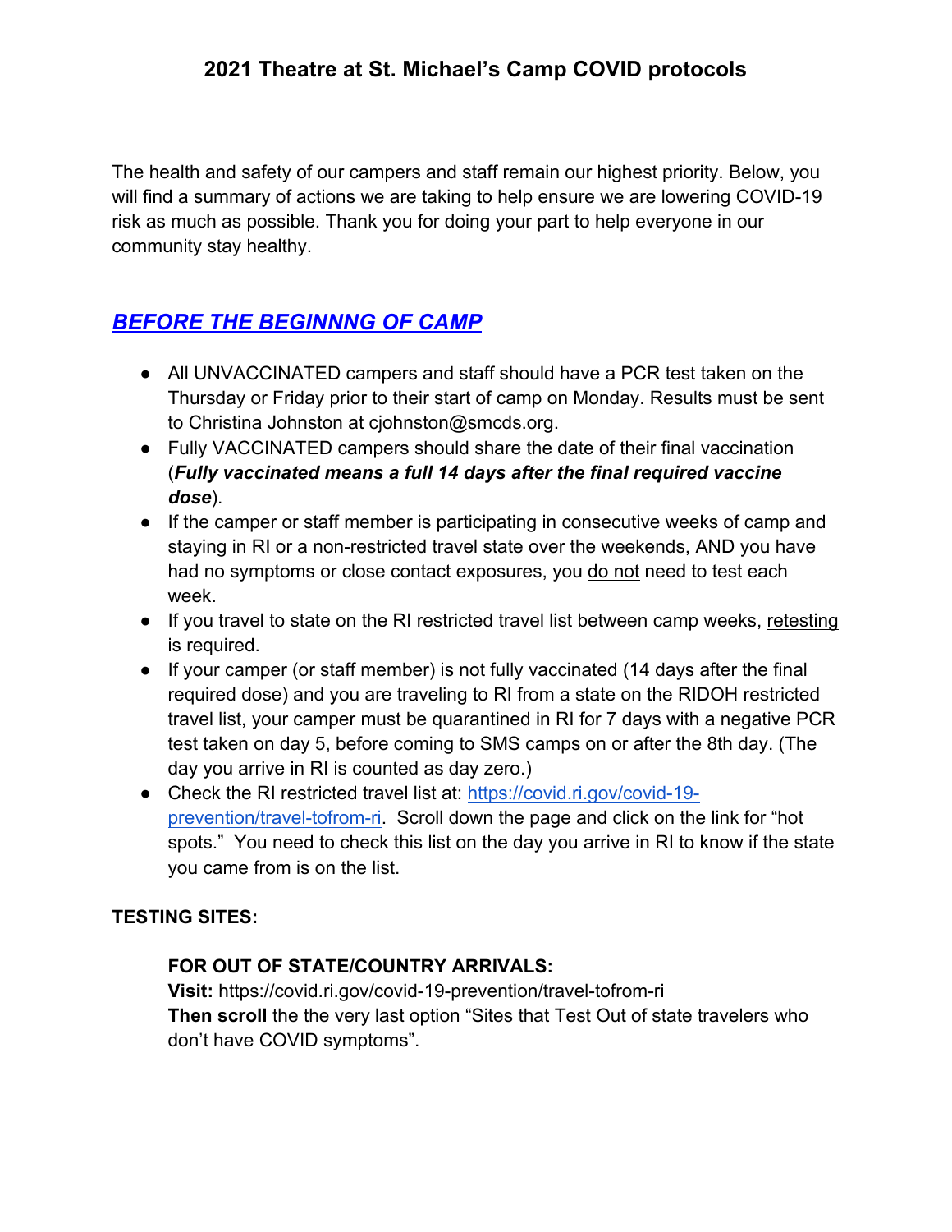# 2021 Theatre at St. Michael's Camp COVID protocols

The health and safety of our campers and staff remain our highest priority. Below, you will find a summary of actions we are taking to help ensure we are lowering COVID-19 risk as much as possible. Thank you for doing your part to help everyone in our community stay healthy.

## *BEFORE THE BEGINNNG OF CAMP*

- All UNVACCINATED campers and staff should have a PCR test taken on the Thursday or Friday prior to their start of camp on Monday. Results must be sent to Christina Johnston at cjohnston@smcds.org.
- Fully VACCINATED campers should share the date of their final vaccination (***Fully vaccinated means a full 14 days after the final required vaccine dose***).
- If the camper or staff member is participating in consecutive weeks of camp and staying in RI or a non-restricted travel state over the weekends, AND you have had no symptoms or close contact exposures, you do not need to test each week.
- If you travel to state on the RI restricted travel list between camp weeks, retesting is required.
- If your camper (or staff member) is not fully vaccinated (14 days after the final required dose) and you are traveling to RI from a state on the RIDOH restricted travel list, your camper must be quarantined in RI for 7 days with a negative PCR test taken on day 5, before coming to SMS camps on or after the 8th day. (The day you arrive in RI is counted as day zero.)
- Check the RI restricted travel list at: [https://covid.ri.gov/covid-19-prevention/travel-tofrom-ri](https://covid.ri.gov/covid-19-prevention/travel-tofrom-ri). Scroll down the page and click on the link for "hot spots." You need to check this list on the day you arrive in RI to know if the state you came from is on the list.

**TESTING SITES:**

**FOR OUT OF STATE/COUNTRY ARRIVALS:**
**Visit:** https://covid.ri.gov/covid-19-prevention/travel-tofrom-ri
**Then scroll** the the very last option "Sites that Test Out of state travelers who don't have COVID symptoms".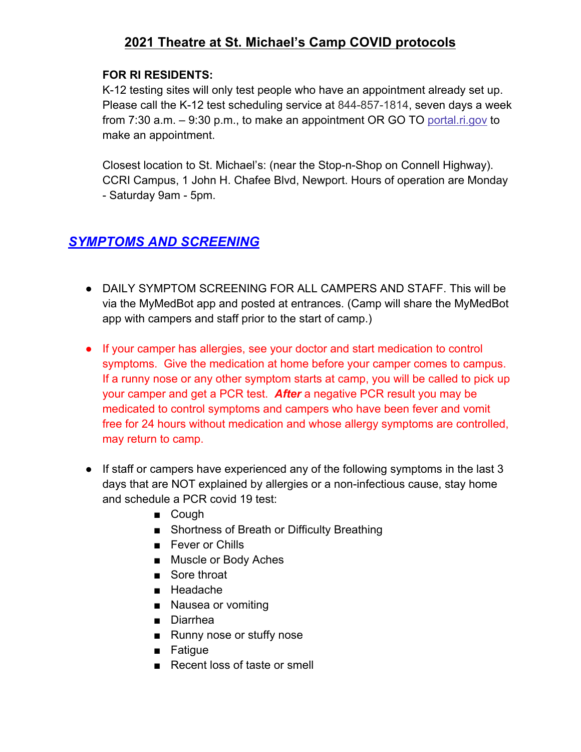## **2021 Theatre at St. Michael's Camp COVID protocols**

**FOR RI RESIDENTS:**

K-12 testing sites will only test people who have an appointment already set up. Please call the K-12 test scheduling service at 844-857-1814, seven days a week from 7:30 a.m. – 9:30 p.m., to make an appointment OR GO TO [portal.ri.gov](portal.ri.gov) to make an appointment.

Closest location to St. Michael's: (near the Stop-n-Shop on Connell Highway). CCRI Campus, 1 John H. Chafee Blvd, Newport. Hours of operation are Monday - Saturday 9am - 5pm.

## ***SYMPTOMS AND SCREENING***

- DAILY SYMPTOM SCREENING FOR ALL CAMPERS AND STAFF. This will be via the MyMedBot app and posted at entrances. (Camp will share the MyMedBot app with campers and staff prior to the start of camp.)
- If your camper has allergies, see your doctor and start medication to control symptoms. Give the medication at home before your camper comes to campus. If a runny nose or any other symptom starts at camp, you will be called to pick up your camper and get a PCR test. ***After*** a negative PCR result you may be medicated to control symptoms and campers who have been fever and vomit free for 24 hours without medication and whose allergy symptoms are controlled, may return to camp.
- If staff or campers have experienced any of the following symptoms in the last 3 days that are NOT explained by allergies or a non-infectious cause, stay home and schedule a PCR covid 19 test:
    - Cough
    - Shortness of Breath or Difficulty Breathing
    - Fever or Chills
    - Muscle or Body Aches
    - Sore throat
    - Headache
    - Nausea or vomiting
    - Diarrhea
    - Runny nose or stuffy nose
    - Fatigue
    - Recent loss of taste or smell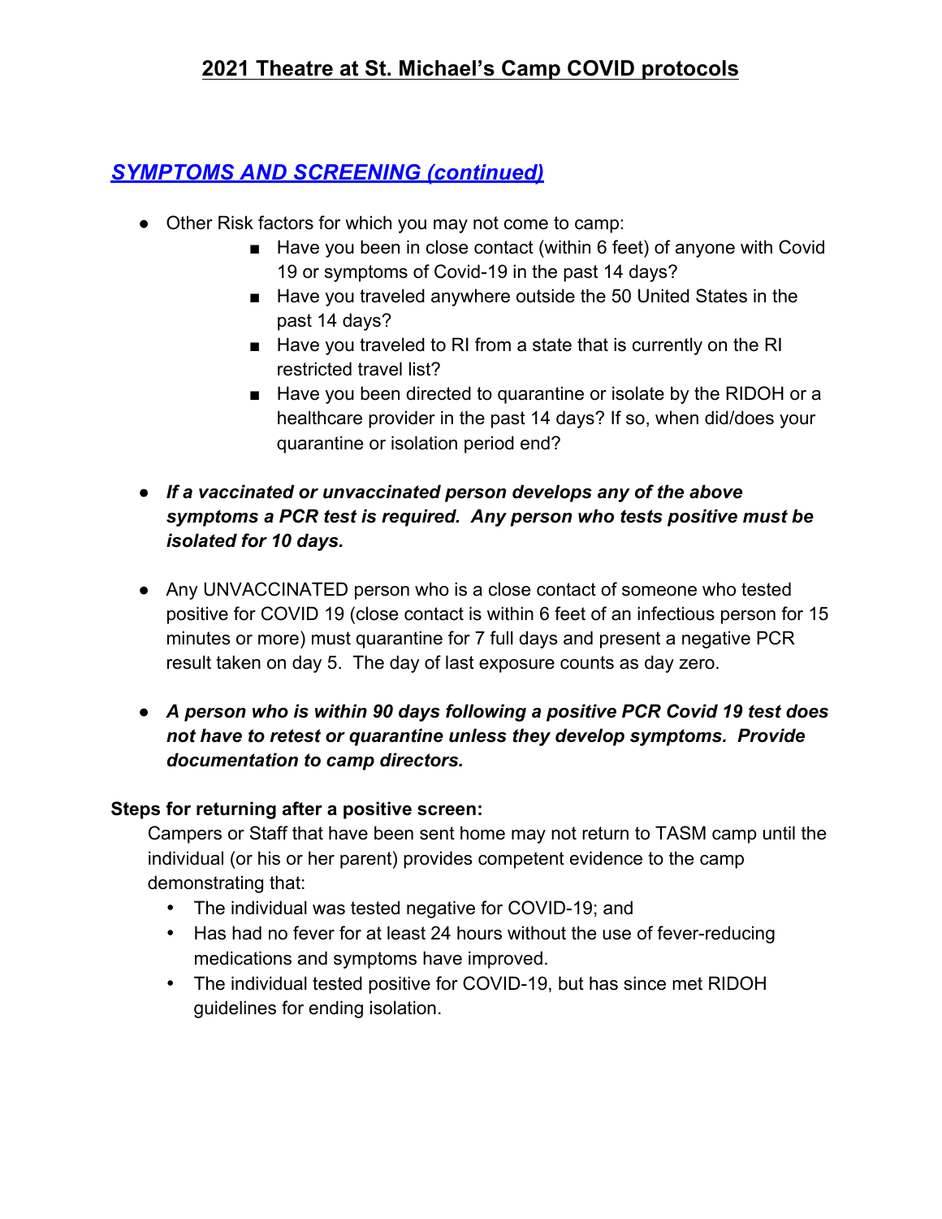## 2021 Theatre at St. Michael's Camp COVID protocols

### *SYMPTOMS AND SCREENING (continued)*

- Other Risk factors for which you may not come to camp:
  - Have you been in close contact (within 6 feet) of anyone with Covid 19 or symptoms of Covid-19 in the past 14 days?
  - Have you traveled anywhere outside the 50 United States in the past 14 days?
  - Have you traveled to RI from a state that is currently on the RI restricted travel list?
  - Have you been directed to quarantine or isolate by the RIDOH or a healthcare provider in the past 14 days? If so, when did/does your quarantine or isolation period end?

- ***If a vaccinated or unvaccinated person develops any of the above symptoms a PCR test is required. Any person who tests positive must be isolated for 10 days.***

- Any UNVACCINATED person who is a close contact of someone who tested positive for COVID 19 (close contact is within 6 feet of an infectious person for 15 minutes or more) must quarantine for 7 full days and present a negative PCR result taken on day 5. The day of last exposure counts as day zero.

- ***A person who is within 90 days following a positive PCR Covid 19 test does not have to retest or quarantine unless they develop symptoms. Provide documentation to camp directors.***

**Steps for returning after a positive screen:**

Campers or Staff that have been sent home may not return to TASM camp until the individual (or his or her parent) provides competent evidence to the camp demonstrating that:

- The individual was tested negative for COVID-19; and
- Has had no fever for at least 24 hours without the use of fever-reducing medications and symptoms have improved.
- The individual tested positive for COVID-19, but has since met RIDOH guidelines for ending isolation.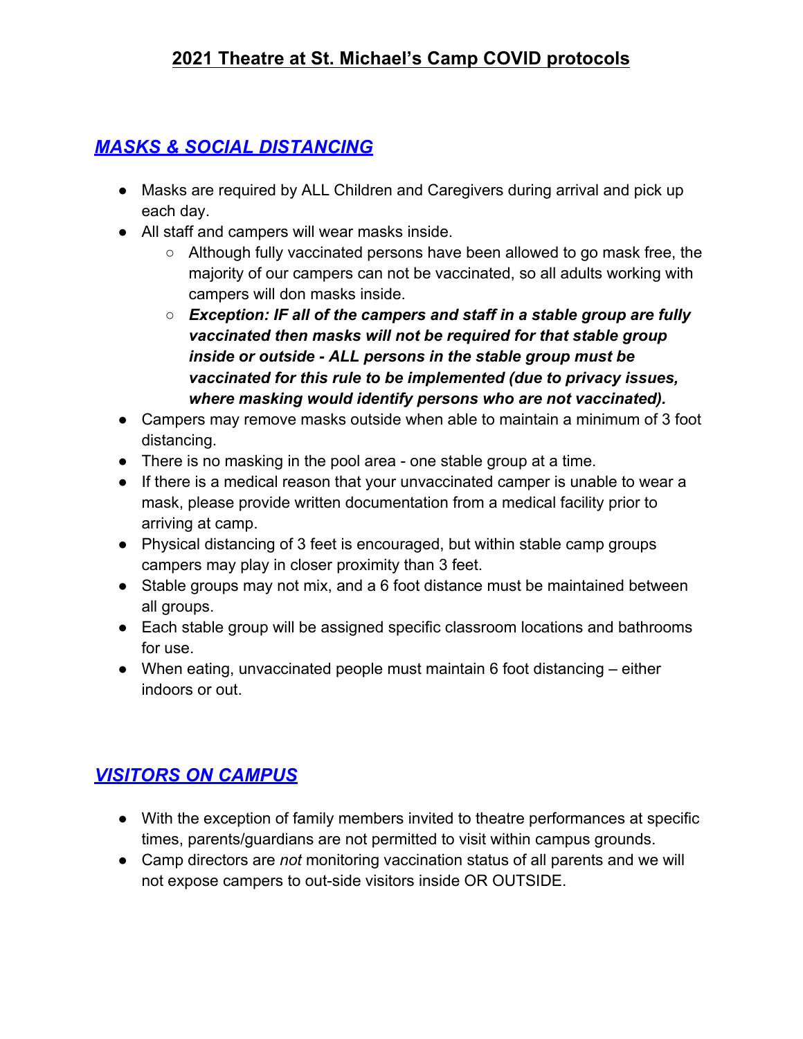## 2021 Theatre at St. Michael's Camp COVID protocols

### ***MASKS & SOCIAL DISTANCING***

- Masks are required by ALL Children and Caregivers during arrival and pick up each day.
- All staff and campers will wear masks inside.
    - Although fully vaccinated persons have been allowed to go mask free, the majority of our campers can not be vaccinated, so all adults working with campers will don masks inside.
    - ***Exception: IF all of the campers and staff in a stable group are fully vaccinated then masks will not be required for that stable group inside or outside - ALL persons in the stable group must be vaccinated for this rule to be implemented (due to privacy issues, where masking would identify persons who are not vaccinated).***
- Campers may remove masks outside when able to maintain a minimum of 3 foot distancing.
- There is no masking in the pool area - one stable group at a time.
- If there is a medical reason that your unvaccinated camper is unable to wear a mask, please provide written documentation from a medical facility prior to arriving at camp.
- Physical distancing of 3 feet is encouraged, but within stable camp groups campers may play in closer proximity than 3 feet.
- Stable groups may not mix, and a 6 foot distance must be maintained between all groups.
- Each stable group will be assigned specific classroom locations and bathrooms for use.
- When eating, unvaccinated people must maintain 6 foot distancing – either indoors or out.

### ***VISITORS ON CAMPUS***

- With the exception of family members invited to theatre performances at specific times, parents/guardians are not permitted to visit within campus grounds.
- Camp directors are *not* monitoring vaccination status of all parents and we will not expose campers to out-side visitors inside OR OUTSIDE.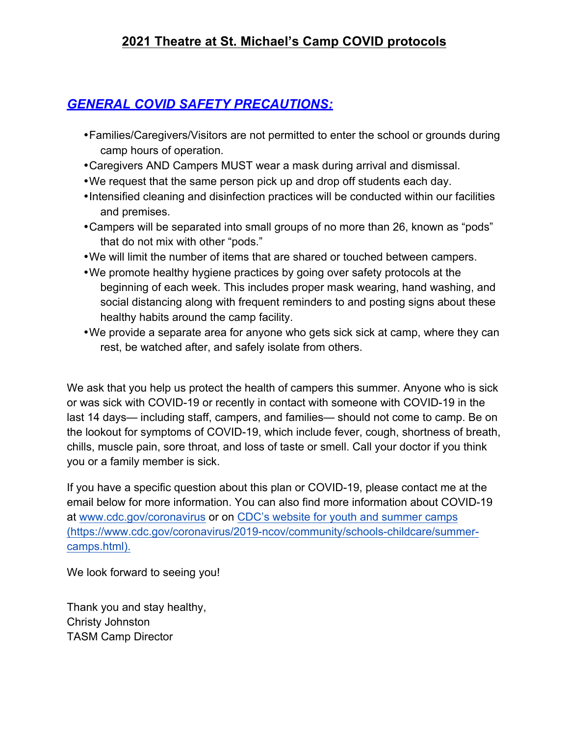# 2021 Theatre at St. Michael's Camp COVID protocols

## GENERAL COVID SAFETY PRECAUTIONS:

- Families/Caregivers/Visitors are not permitted to enter the school or grounds during camp hours of operation.
- Caregivers AND Campers MUST wear a mask during arrival and dismissal.
- We request that the same person pick up and drop off students each day.
- Intensified cleaning and disinfection practices will be conducted within our facilities and premises.
- Campers will be separated into small groups of no more than 26, known as "pods" that do not mix with other "pods."
- We will limit the number of items that are shared or touched between campers.
- We promote healthy hygiene practices by going over safety protocols at the beginning of each week. This includes proper mask wearing, hand washing, and social distancing along with frequent reminders to and posting signs about these healthy habits around the camp facility.
- We provide a separate area for anyone who gets sick sick at camp, where they can rest, be watched after, and safely isolate from others.

We ask that you help us protect the health of campers this summer. Anyone who is sick or was sick with COVID-19 or recently in contact with someone with COVID-19 in the last 14 days— including staff, campers, and families— should not come to camp. Be on the lookout for symptoms of COVID-19, which include fever, cough, shortness of breath, chills, muscle pain, sore throat, and loss of taste or smell. Call your doctor if you think you or a family member is sick.

If you have a specific question about this plan or COVID-19, please contact me at the email below for more information. You can also find more information about COVID-19 at www.cdc.gov/coronavirus or on CDC's website for youth and summer camps (https://www.cdc.gov/coronavirus/2019-ncov/community/schools-childcare/summer-camps.html).

We look forward to seeing you!

Thank you and stay healthy,
Christy Johnston
TASM Camp Director